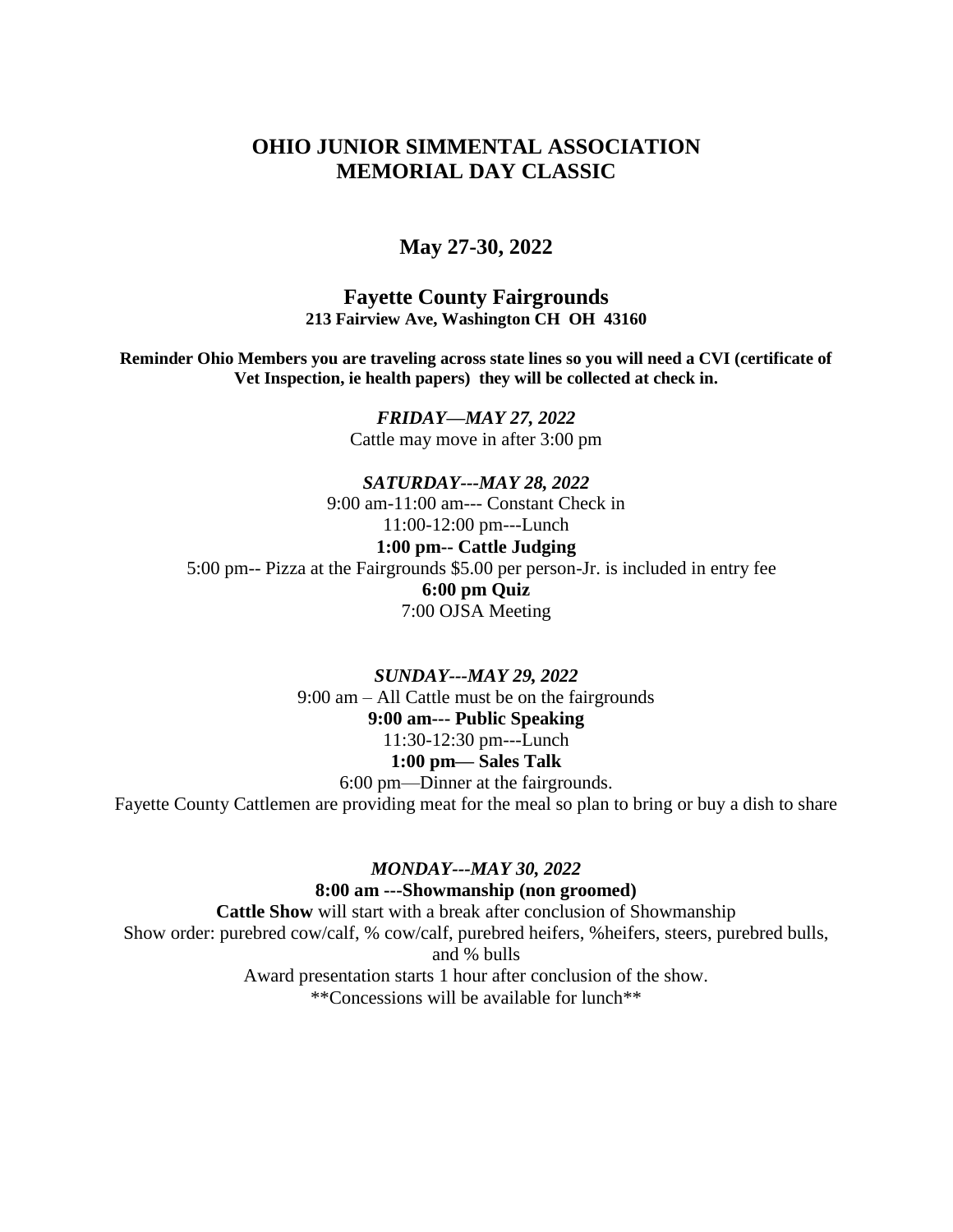# OHIO JUNIOR SIMMENTAL ASSOCIATION
# MEMORIAL DAY CLASSIC

## May 27-30, 2022

## Fayette County Fairgrounds

**213 Fairview Ave, Washington CH OH 43160**

**Reminder Ohio Members you are traveling across state lines so you will need a CVI (certificate of Vet Inspection, ie health papers) they will be collected at check in.**

***FRIDAY—MAY 27, 2022***

Cattle may move in after 3:00 pm

***SATURDAY---MAY 28, 2022***

9:00 am-11:00 am--- Constant Check in

11:00-12:00 pm---Lunch

**1:00 pm-- Cattle Judging**

5:00 pm-- Pizza at the Fairgrounds $5.00 per person-Jr. is included in entry fee

**6:00 pm Quiz**

7:00 OJSA Meeting

***SUNDAY---MAY 29, 2022***

9:00 am – All Cattle must be on the fairgrounds

**9:00 am--- Public Speaking**

11:30-12:30 pm---Lunch

**1:00 pm— Sales Talk**

6:00 pm—Dinner at the fairgrounds.

Fayette County Cattlemen are providing meat for the meal so plan to bring or buy a dish to share

***MONDAY---MAY 30, 2022***

**8:00 am ---Showmanship (non groomed)**

**Cattle Show** will start with a break after conclusion of Showmanship

Show order: purebred cow/calf, % cow/calf, purebred heifers, %heifers, steers, purebred bulls, and % bulls

Award presentation starts 1 hour after conclusion of the show.

**Concessions will be available for lunch**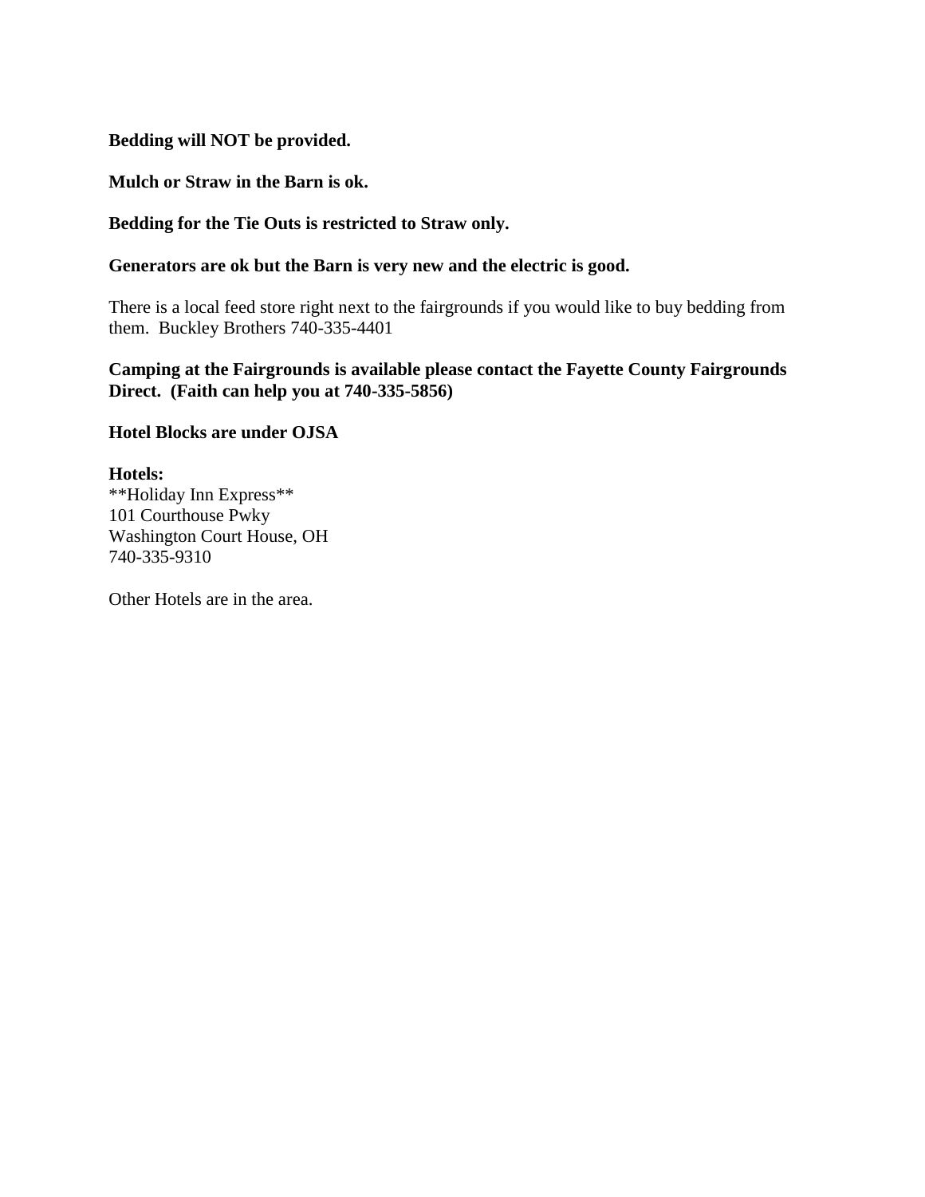**Bedding will NOT be provided.**

**Mulch or Straw in the Barn is ok.**

**Bedding for the Tie Outs is restricted to Straw only.**

**Generators are ok but the Barn is very new and the electric is good.**

There is a local feed store right next to the fairgrounds if you would like to buy bedding from them. Buckley Brothers 740-335-4401

**Camping at the Fairgrounds is available please contact the Fayette County Fairgrounds Direct. (Faith can help you at 740-335-5856)**

**Hotel Blocks are under OJSA**

**Hotels:**
**Holiday Inn Express**
101 Courthouse Pwky
Washington Court House, OH
740-335-9310

Other Hotels are in the area.